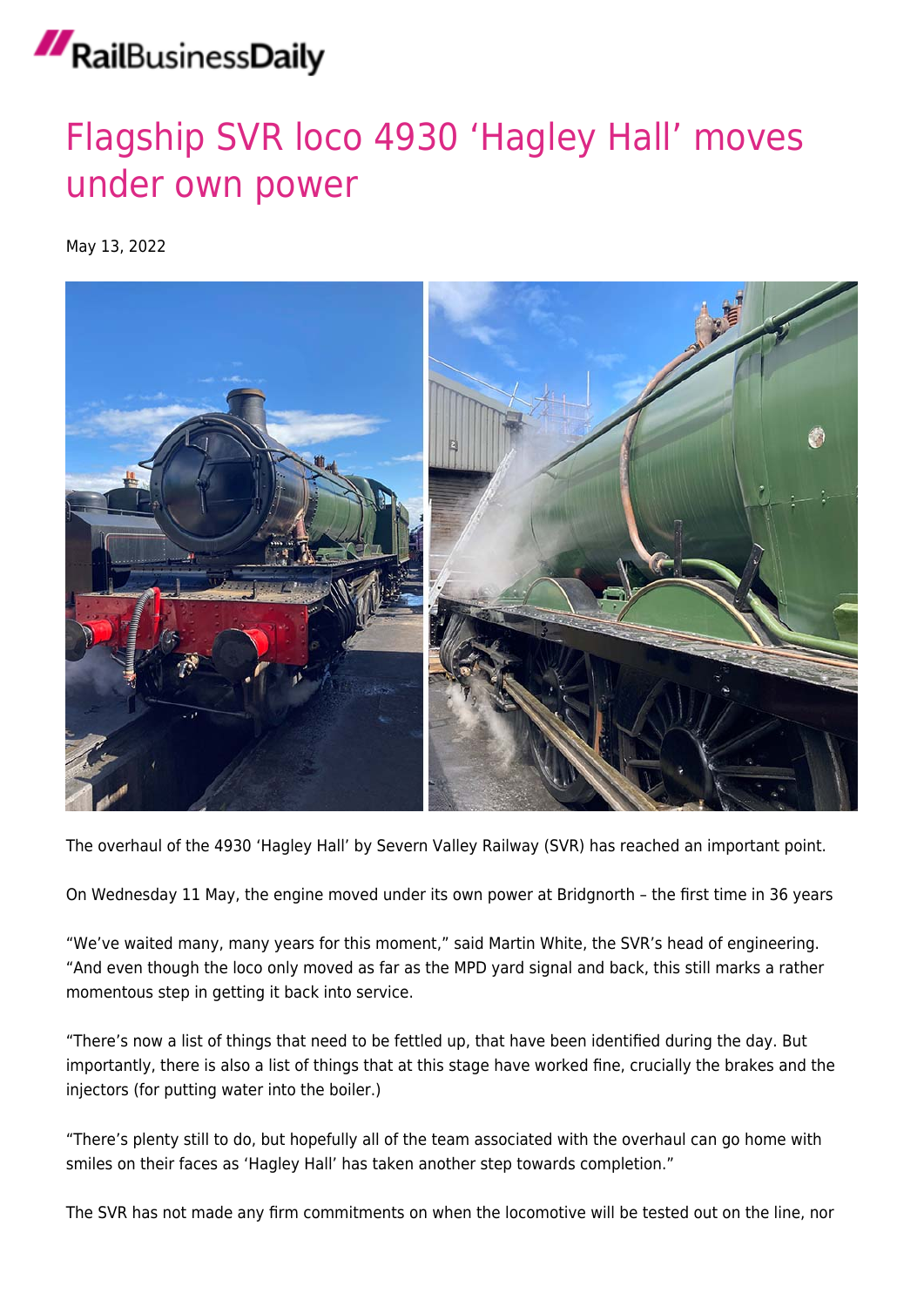RailBusinessDaily

# Flagship SVR loco 4930 'Hagley Hall' moves under own power

May 13, 2022

The overhaul of the 4930 'Hagley Hall' by Severn Valley Railway (SVR) has reached an important point.

On Wednesday 11 May, the engine moved under its own power at Bridgnorth – the first time in 36 years

"We've waited many, many years for this moment," said Martin White, the SVR's head of engineering. "And even though the loco only moved as far as the MPD yard signal and back, this still marks a rather momentous step in getting it back into service.

"There's now a list of things that need to be fettled up, that have been identified during the day. But importantly, there is also a list of things that at this stage have worked fine, crucially the brakes and the injectors (for putting water into the boiler.)

"There's plenty still to do, but hopefully all of the team associated with the overhaul can go home with smiles on their faces as 'Hagley Hall' has taken another step towards completion."

The SVR has not made any firm commitments on when the locomotive will be tested out on the line, nor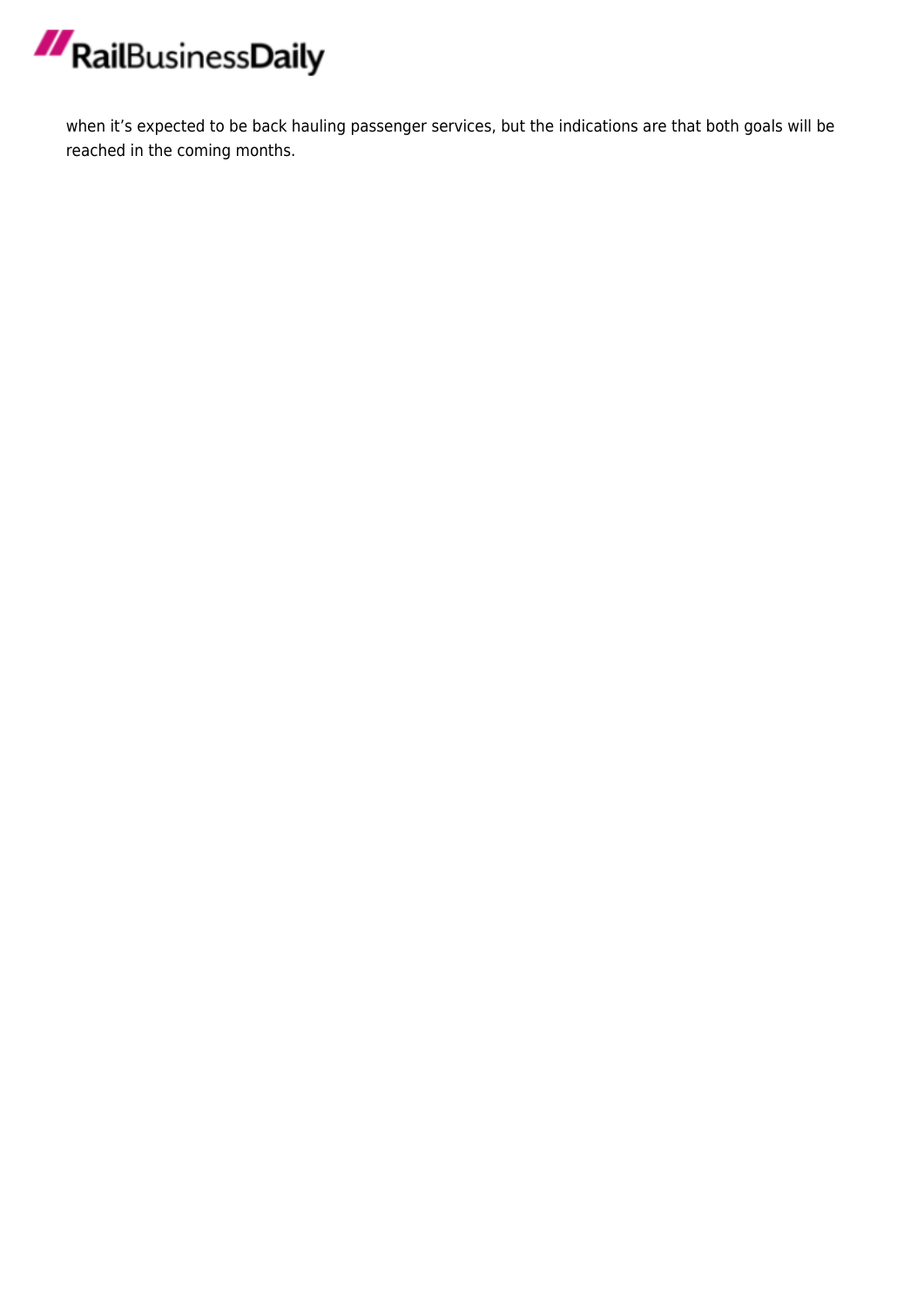when it's expected to be back hauling passenger services, but the indications are that both goals will be reached in the coming months.